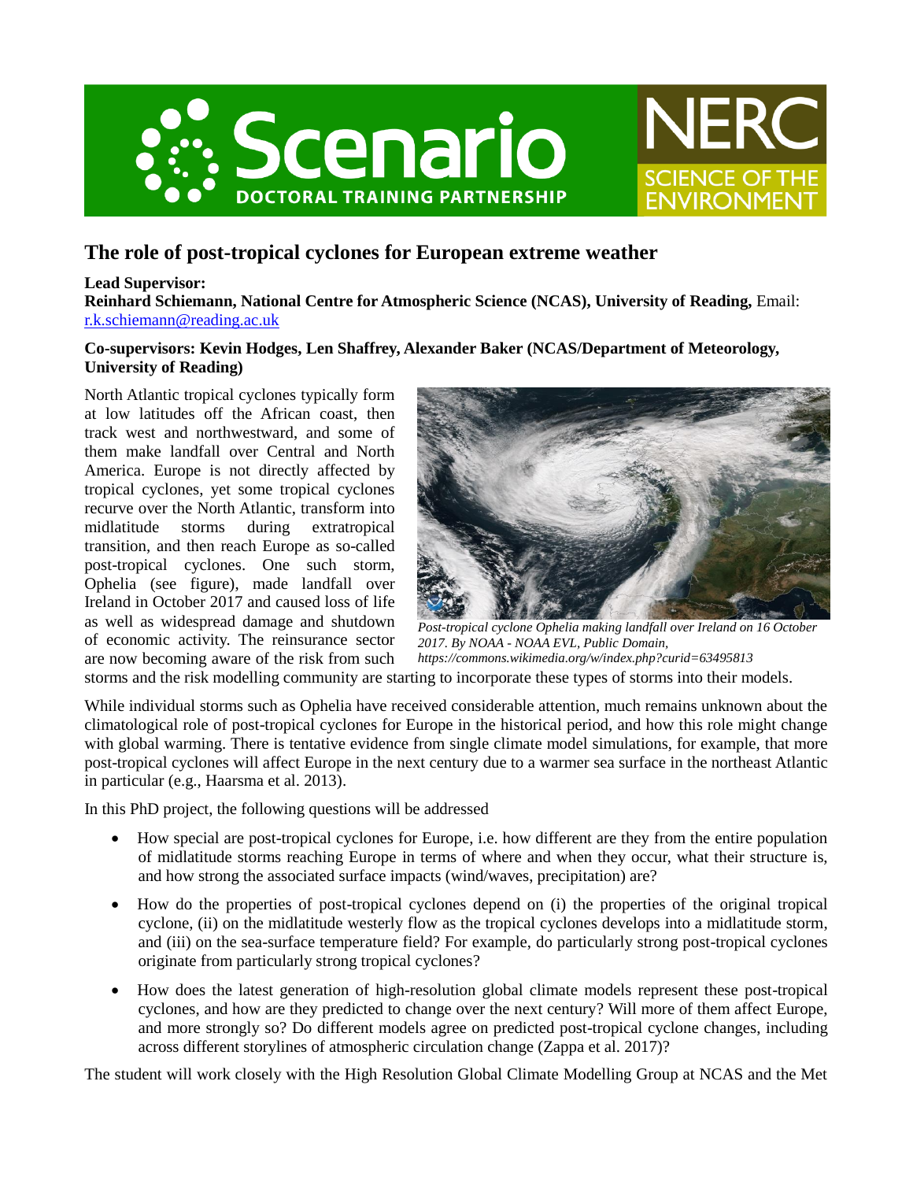# The role of post-tropical cyclones for European extreme weather

**Lead Supervisor:**
**Reinhard Schiemann, National Centre for Atmospheric Science (NCAS), University of Reading,** Email: [r.k.schiemann@reading.ac.uk](mailto:r.k.schiemann@reading.ac.uk)

**Co-supervisors: Kevin Hodges, Len Shaffrey, Alexander Baker (NCAS/Department of Meteorology, University of Reading)**

North Atlantic tropical cyclones typically form at low latitudes off the African coast, then track west and northwestward, and some of them make landfall over Central and North America. Europe is not directly affected by tropical cyclones, yet some tropical cyclones recurve over the North Atlantic, transform into midlatitude storms during extratropical transition, and then reach Europe as so-called post-tropical cyclones. One such storm, Ophelia (see figure), made landfall over Ireland in October 2017 and caused loss of life as well as widespread damage and shutdown of economic activity. The reinsurance sector are now becoming aware of the risk from such storms and the risk modelling community are starting to incorporate these types of storms into their models.

*Post-tropical cyclone Ophelia making landfall over Ireland on 16 October 2017. By NOAA - NOAA EVL, Public Domain, https://commons.wikimedia.org/w/index.php?curid=63495813*

While individual storms such as Ophelia have received considerable attention, much remains unknown about the climatological role of post-tropical cyclones for Europe in the historical period, and how this role might change with global warming. There is tentative evidence from single climate model simulations, for example, that more post-tropical cyclones will affect Europe in the next century due to a warmer sea surface in the northeast Atlantic in particular (e.g., Haarsma et al. 2013).

In this PhD project, the following questions will be addressed

- How special are post-tropical cyclones for Europe, i.e. how different are they from the entire population of midlatitude storms reaching Europe in terms of where and when they occur, what their structure is, and how strong the associated surface impacts (wind/waves, precipitation) are?
- How do the properties of post-tropical cyclones depend on (i) the properties of the original tropical cyclone, (ii) on the midlatitude westerly flow as the tropical cyclones develops into a midlatitude storm, and (iii) on the sea-surface temperature field? For example, do particularly strong post-tropical cyclones originate from particularly strong tropical cyclones?
- How does the latest generation of high-resolution global climate models represent these post-tropical cyclones, and how are they predicted to change over the next century? Will more of them affect Europe, and more strongly so? Do different models agree on predicted post-tropical cyclone changes, including across different storylines of atmospheric circulation change (Zappa et al. 2017)?

The student will work closely with the High Resolution Global Climate Modelling Group at NCAS and the Met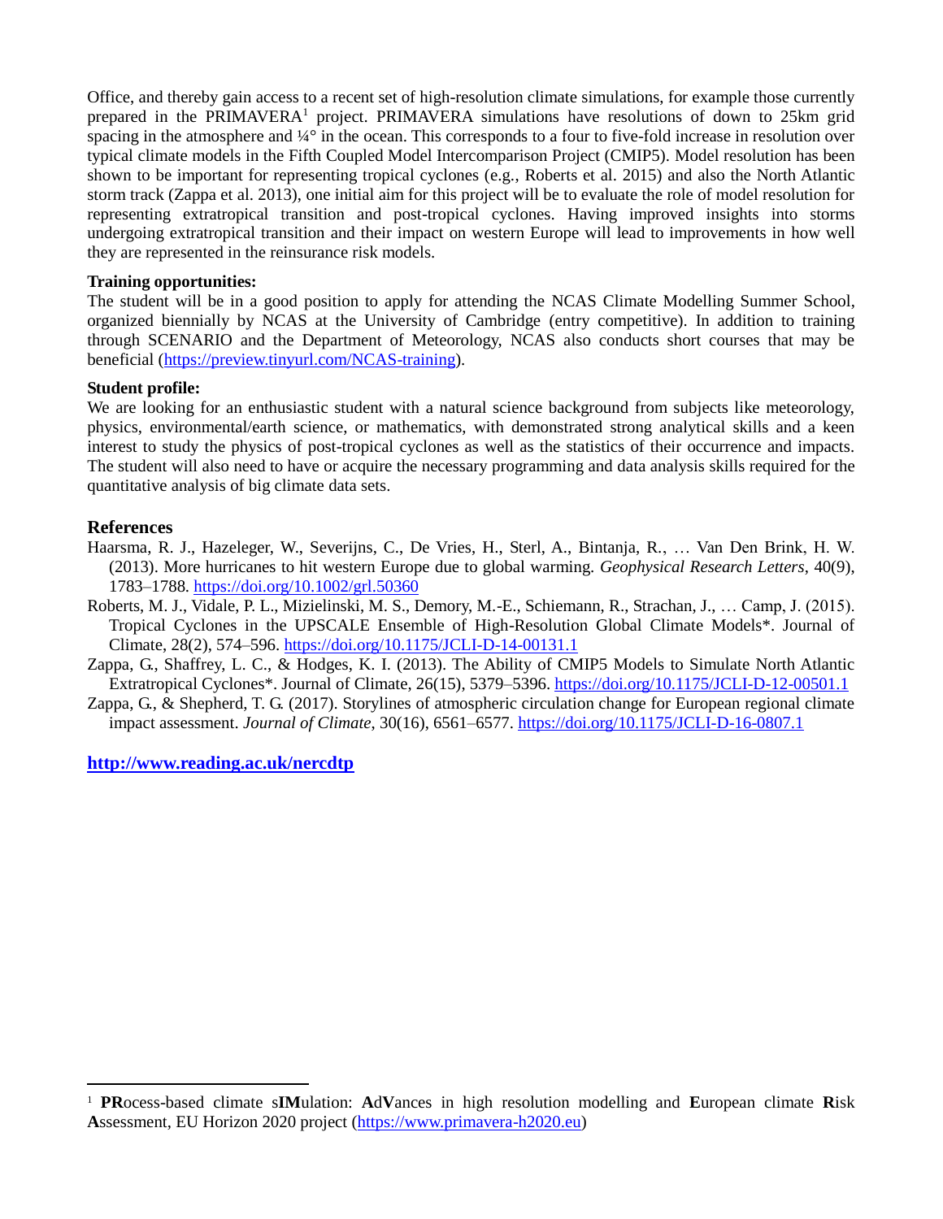Office, and thereby gain access to a recent set of high-resolution climate simulations, for example those currently prepared in the PRIMAVERA[1] project. PRIMAVERA simulations have resolutions of down to 25km grid spacing in the atmosphere and ¼° in the ocean. This corresponds to a four to five-fold increase in resolution over typical climate models in the Fifth Coupled Model Intercomparison Project (CMIP5). Model resolution has been shown to be important for representing tropical cyclones (e.g., Roberts et al. 2015) and also the North Atlantic storm track (Zappa et al. 2013), one initial aim for this project will be to evaluate the role of model resolution for representing extratropical transition and post-tropical cyclones. Having improved insights into storms undergoing extratropical transition and their impact on western Europe will lead to improvements in how well they are represented in the reinsurance risk models.

**Training opportunities:**
The student will be in a good position to apply for attending the NCAS Climate Modelling Summer School, organized biennially by NCAS at the University of Cambridge (entry competitive). In addition to training through SCENARIO and the Department of Meteorology, NCAS also conducts short courses that may be beneficial (https://preview.tinyurl.com/NCAS-training).

**Student profile:**
We are looking for an enthusiastic student with a natural science background from subjects like meteorology, physics, environmental/earth science, or mathematics, with demonstrated strong analytical skills and a keen interest to study the physics of post-tropical cyclones as well as the statistics of their occurrence and impacts. The student will also need to have or acquire the necessary programming and data analysis skills required for the quantitative analysis of big climate data sets.

## References

Haarsma, R. J., Hazeleger, W., Severijns, C., De Vries, H., Sterl, A., Bintanja, R., … Van Den Brink, H. W. (2013). More hurricanes to hit western Europe due to global warming. *Geophysical Research Letters*, 40(9), 1783–1788. https://doi.org/10.1002/grl.50360

Roberts, M. J., Vidale, P. L., Mizielinski, M. S., Demory, M.-E., Schiemann, R., Strachan, J., … Camp, J. (2015). Tropical Cyclones in the UPSCALE Ensemble of High-Resolution Global Climate Models*. Journal of Climate, 28(2), 574–596. https://doi.org/10.1175/JCLI-D-14-00131.1

Zappa, G., Shaffrey, L. C., & Hodges, K. I. (2013). The Ability of CMIP5 Models to Simulate North Atlantic Extratropical Cyclones*. Journal of Climate, 26(15), 5379–5396. https://doi.org/10.1175/JCLI-D-12-00501.1

Zappa, G., & Shepherd, T. G. (2017). Storylines of atmospheric circulation change for European regional climate impact assessment. *Journal of Climate*, 30(16), 6561–6577. https://doi.org/10.1175/JCLI-D-16-0807.1

**http://www.reading.ac.uk/nercdtp**

[1] **PR**ocess-based climate s**IM**ulation: **A**d**V**ances in high resolution modelling and **E**uropean climate **R**isk **A**ssessment, EU Horizon 2020 project (https://www.primavera-h2020.eu)